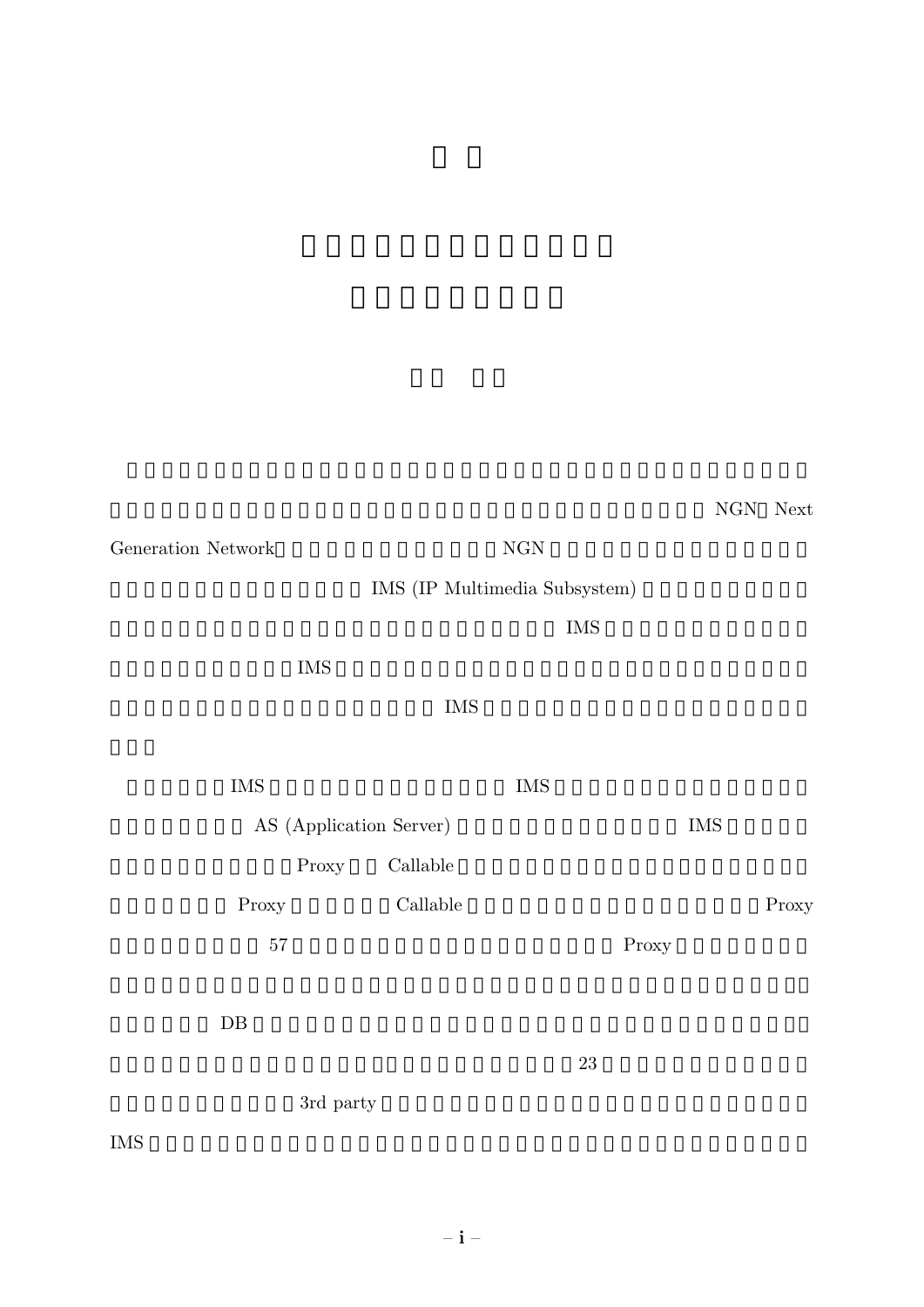NGN Next Generation Network NGN IMS (IP Multimedia Subsystem) IMS IMS IMS

IMS IMS AS (Application Server) IMS Proxy Callable Proxy Callable Proxy 57 Proxy DB 23 3rd party IMS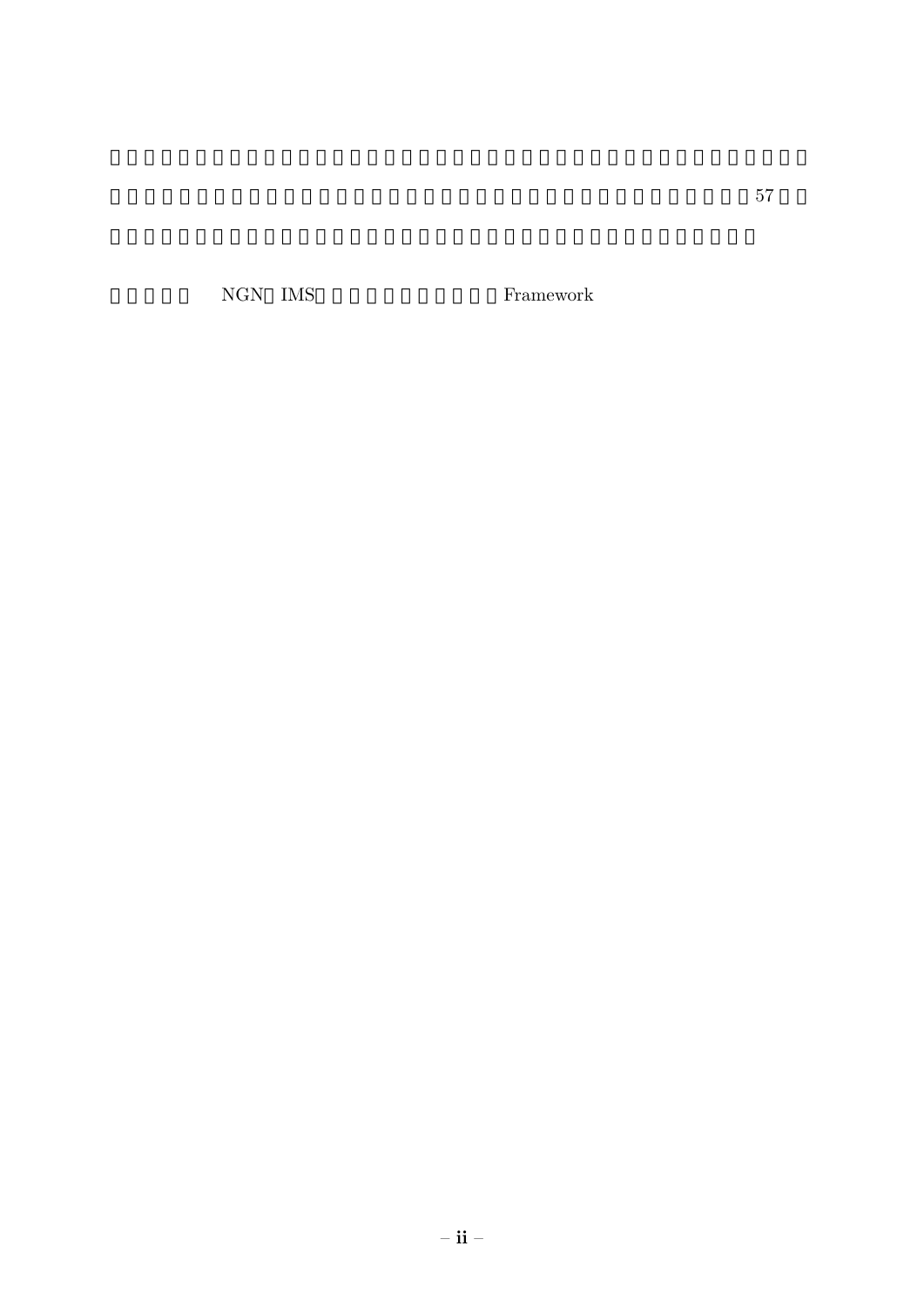57

NGN IMS Framework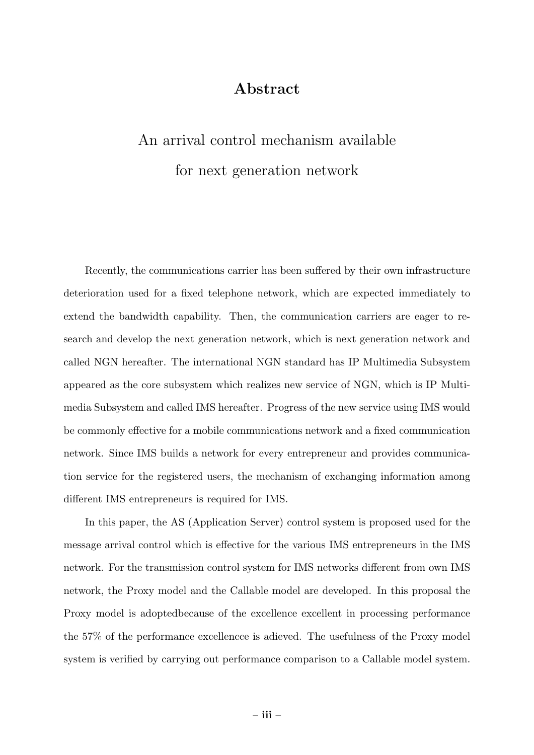# Abstract

## An arrival control mechanism available for next generation network

Recently, the communications carrier has been suffered by their own infrastructure deterioration used for a fixed telephone network, which are expected immediately to extend the bandwidth capability. Then, the communication carriers are eager to research and develop the next generation network, which is next generation network and called NGN hereafter. The international NGN standard has IP Multimedia Subsystem appeared as the core subsystem which realizes new service of NGN, which is IP Multimedia Subsystem and called IMS hereafter. Progress of the new service using IMS would be commonly effective for a mobile communications network and a fixed communication network. Since IMS builds a network for every entrepreneur and provides communication service for the registered users, the mechanism of exchanging information among different IMS entrepreneurs is required for IMS.

In this paper, the AS (Application Server) control system is proposed used for the message arrival control which is effective for the various IMS entrepreneurs in the IMS network. For the transmission control system for IMS networks different from own IMS network, the Proxy model and the Callable model are developed. In this proposal the Proxy model is adoptedbecause of the excellence excellent in processing performance the 57% of the performance excellencce is adieved. The usefulness of the Proxy model system is verified by carrying out performance comparison to a Callable model system.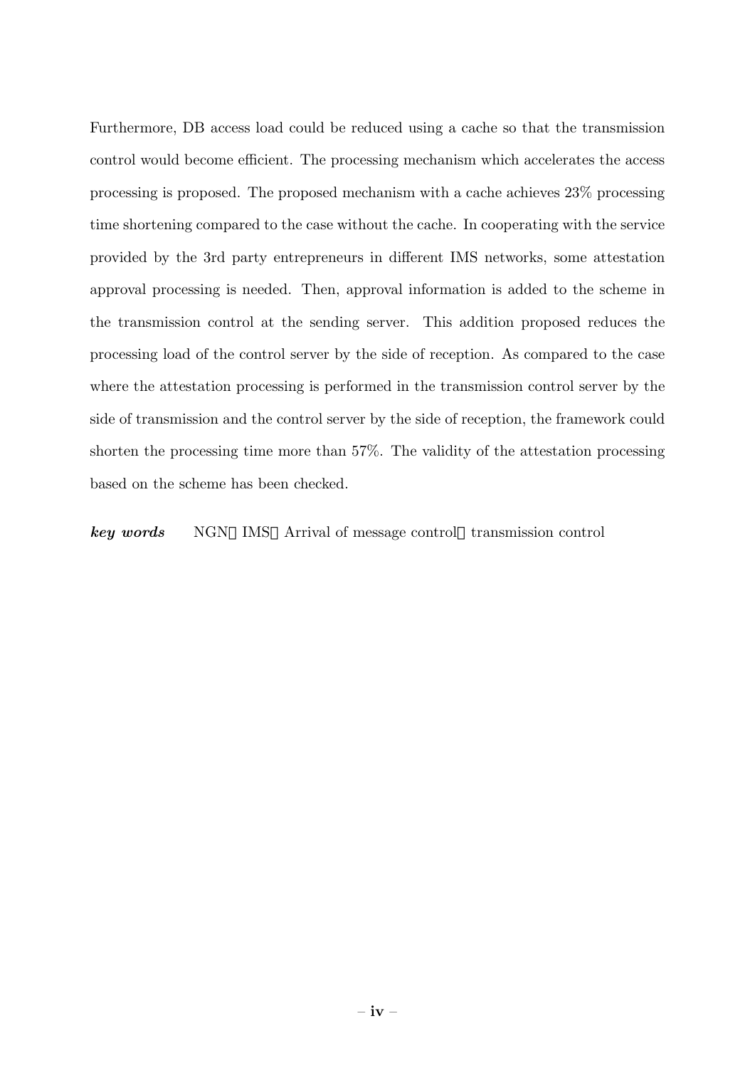Furthermore, DB access load could be reduced using a cache so that the transmission control would become efficient. The processing mechanism which accelerates the access processing is proposed. The proposed mechanism with a cache achieves 23% processing time shortening compared to the case without the cache. In cooperating with the service provided by the 3rd party entrepreneurs in different IMS networks, some attestation approval processing is needed. Then, approval information is added to the scheme in the transmission control at the sending server. This addition proposed reduces the processing load of the control server by the side of reception. As compared to the case where the attestation processing is performed in the transmission control server by the side of transmission and the control server by the side of reception, the framework could shorten the processing time more than 57%. The validity of the attestation processing based on the scheme has been checked.

***key words*** NGN IMS Arrival of message control transmission control